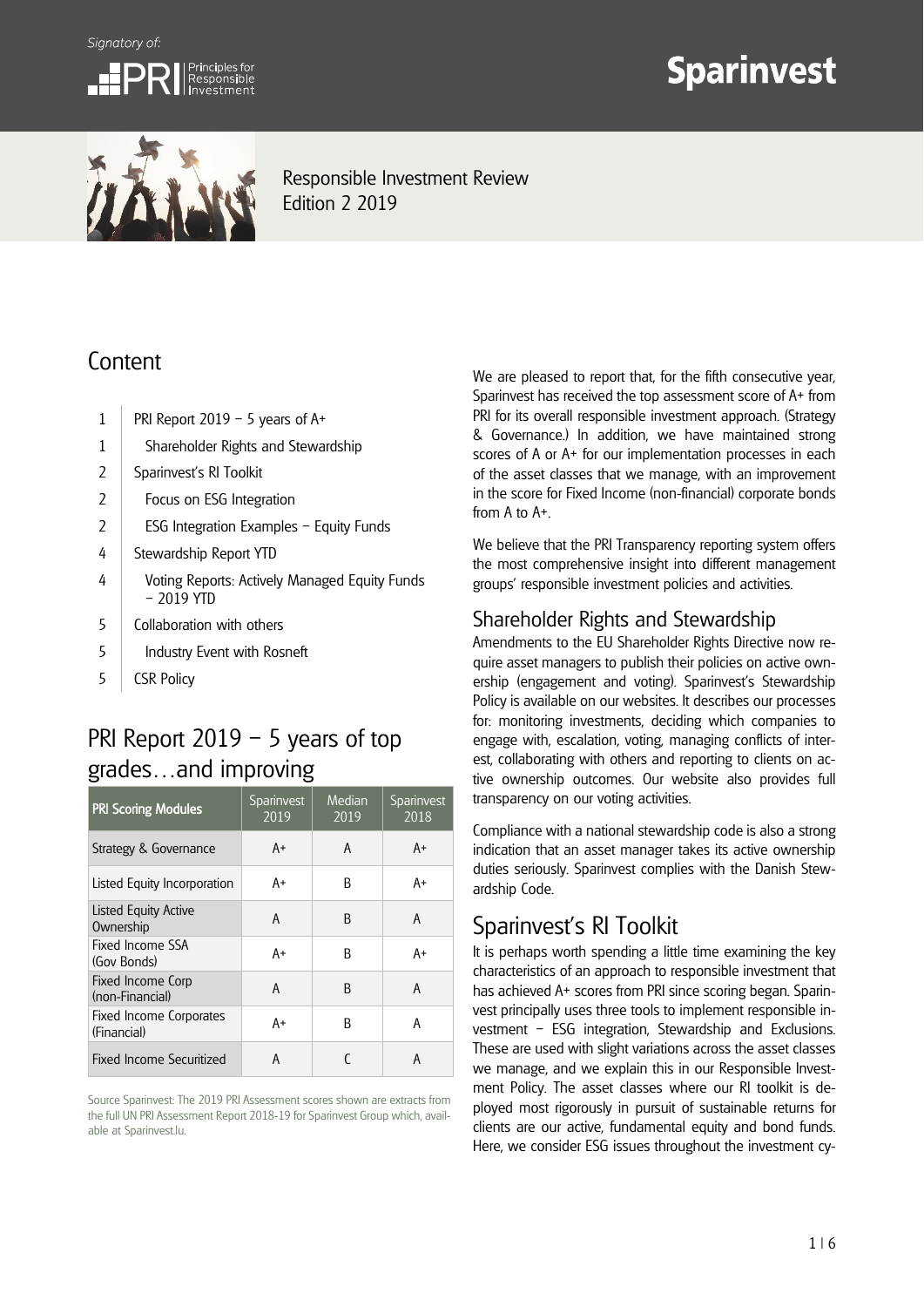Signatory of: PRI Principles for Responsible Investment

# Sparinvest

Responsible Investment Review
Edition 2 2019

## Content

| | |
|---|---|
| 1 | PRI Report 2019 – 5 years of A+ |
| 1 | Shareholder Rights and Stewardship |
| 2 | Sparinvest's RI Toolkit |
| 2 | Focus on ESG Integration |
| 2 | ESG Integration Examples – Equity Funds |
| 4 | Stewardship Report YTD |
| 4 | Voting Reports: Actively Managed Equity Funds – 2019 YTD |
| 5 | Collaboration with others |
| 5 | Industry Event with Rosneft |
| 5 | CSR Policy |

## PRI Report 2019 – 5 years of top grades…and improving

| PRI Scoring Modules | Sparinvest 2019 | Median 2019 | Sparinvest 2018 |
|---|---|---|---|
| Strategy & Governance | A+ | A | A+ |
| Listed Equity Incorporation | A+ | B | A+ |
| Listed Equity Active Ownership | A | B | A |
| Fixed Income SSA (Gov Bonds) | A+ | B | A+ |
| Fixed Income Corp (non-Financial) | A | B | A |
| Fixed Income Corporates (Financial) | A+ | B | A |
| Fixed Income Securitized | A | C | A |

Source Sparinvest: The 2019 PRI Assessment scores shown are extracts from the full UN PRI Assessment Report 2018-19 for Sparinvest Group which, available at Sparinvest.lu.

We are pleased to report that, for the fifth consecutive year, Sparinvest has received the top assessment score of A+ from PRI for its overall responsible investment approach. (Strategy & Governance.) In addition, we have maintained strong scores of A or A+ for our implementation processes in each of the asset classes that we manage, with an improvement in the score for Fixed Income (non-financial) corporate bonds from A to A+.

We believe that the PRI Transparency reporting system offers the most comprehensive insight into different management groups' responsible investment policies and activities.

## Shareholder Rights and Stewardship

Amendments to the EU Shareholder Rights Directive now require asset managers to publish their policies on active ownership (engagement and voting). Sparinvest's Stewardship Policy is available on our websites. It describes our processes for: monitoring investments, deciding which companies to engage with, escalation, voting, managing conflicts of interest, collaborating with others and reporting to clients on active ownership outcomes. Our website also provides full transparency on our voting activities.

Compliance with a national stewardship code is also a strong indication that an asset manager takes its active ownership duties seriously. Sparinvest complies with the Danish Stewardship Code.

## Sparinvest's RI Toolkit

It is perhaps worth spending a little time examining the key characteristics of an approach to responsible investment that has achieved A+ scores from PRI since scoring began. Sparinvest principally uses three tools to implement responsible investment – ESG integration, Stewardship and Exclusions. These are used with slight variations across the asset classes we manage, and we explain this in our Responsible Investment Policy. The asset classes where our RI toolkit is deployed most rigorously in pursuit of sustainable returns for clients are our active, fundamental equity and bond funds. Here, we consider ESG issues throughout the investment cy-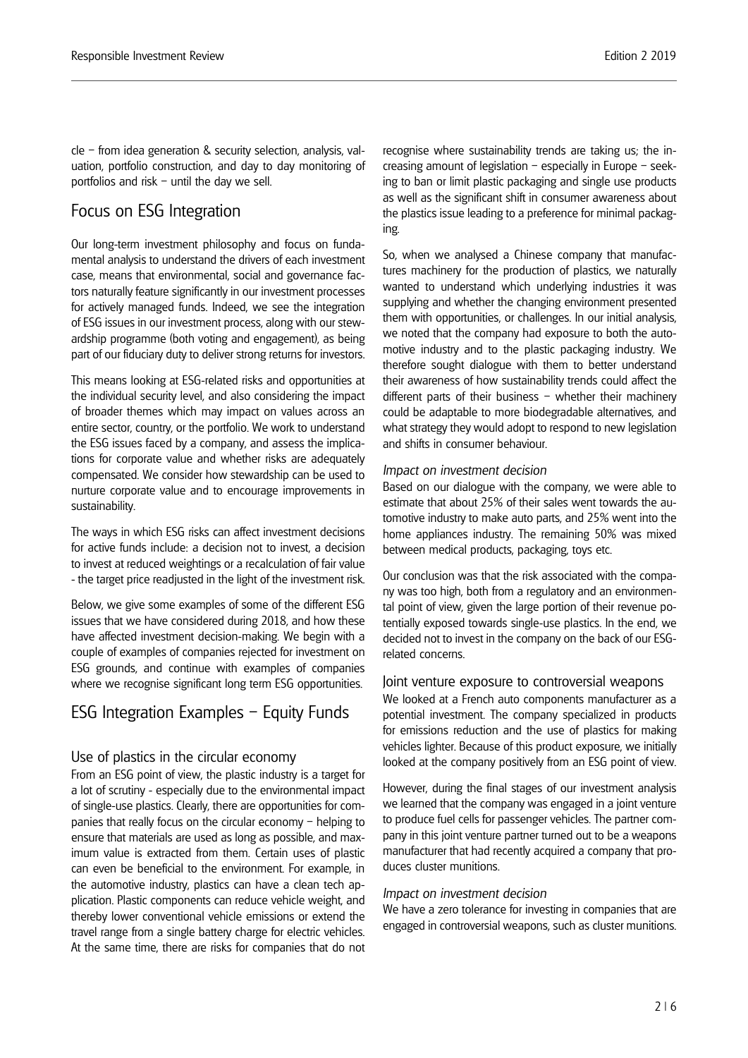cle – from idea generation & security selection, analysis, valuation, portfolio construction, and day to day monitoring of portfolios and risk – until the day we sell.

## Focus on ESG Integration

Our long-term investment philosophy and focus on fundamental analysis to understand the drivers of each investment case, means that environmental, social and governance factors naturally feature significantly in our investment processes for actively managed funds. Indeed, we see the integration of ESG issues in our investment process, along with our stewardship programme (both voting and engagement), as being part of our fiduciary duty to deliver strong returns for investors.

This means looking at ESG-related risks and opportunities at the individual security level, and also considering the impact of broader themes which may impact on values across an entire sector, country, or the portfolio. We work to understand the ESG issues faced by a company, and assess the implications for corporate value and whether risks are adequately compensated. We consider how stewardship can be used to nurture corporate value and to encourage improvements in sustainability.

The ways in which ESG risks can affect investment decisions for active funds include: a decision not to invest, a decision to invest at reduced weightings or a recalculation of fair value - the target price readjusted in the light of the investment risk.

Below, we give some examples of some of the different ESG issues that we have considered during 2018, and how these have affected investment decision-making. We begin with a couple of examples of companies rejected for investment on ESG grounds, and continue with examples of companies where we recognise significant long term ESG opportunities.

## ESG Integration Examples – Equity Funds

### Use of plastics in the circular economy

From an ESG point of view, the plastic industry is a target for a lot of scrutiny - especially due to the environmental impact of single-use plastics. Clearly, there are opportunities for companies that really focus on the circular economy – helping to ensure that materials are used as long as possible, and maximum value is extracted from them. Certain uses of plastic can even be beneficial to the environment. For example, in the automotive industry, plastics can have a clean tech application. Plastic components can reduce vehicle weight, and thereby lower conventional vehicle emissions or extend the travel range from a single battery charge for electric vehicles. At the same time, there are risks for companies that do not recognise where sustainability trends are taking us; the increasing amount of legislation – especially in Europe – seeking to ban or limit plastic packaging and single use products as well as the significant shift in consumer awareness about the plastics issue leading to a preference for minimal packaging.

So, when we analysed a Chinese company that manufactures machinery for the production of plastics, we naturally wanted to understand which underlying industries it was supplying and whether the changing environment presented them with opportunities, or challenges. In our initial analysis, we noted that the company had exposure to both the automotive industry and to the plastic packaging industry. We therefore sought dialogue with them to better understand their awareness of how sustainability trends could affect the different parts of their business – whether their machinery could be adaptable to more biodegradable alternatives, and what strategy they would adopt to respond to new legislation and shifts in consumer behaviour.

*Impact on investment decision*

Based on our dialogue with the company, we were able to estimate that about 25% of their sales went towards the automotive industry to make auto parts, and 25% went into the home appliances industry. The remaining 50% was mixed between medical products, packaging, toys etc.

Our conclusion was that the risk associated with the company was too high, both from a regulatory and an environmental point of view, given the large portion of their revenue potentially exposed towards single-use plastics. In the end, we decided not to invest in the company on the back of our ESG-related concerns.

### Joint venture exposure to controversial weapons

We looked at a French auto components manufacturer as a potential investment. The company specialized in products for emissions reduction and the use of plastics for making vehicles lighter. Because of this product exposure, we initially looked at the company positively from an ESG point of view.

However, during the final stages of our investment analysis we learned that the company was engaged in a joint venture to produce fuel cells for passenger vehicles. The partner company in this joint venture partner turned out to be a weapons manufacturer that had recently acquired a company that produces cluster munitions.

*Impact on investment decision*

We have a zero tolerance for investing in companies that are engaged in controversial weapons, such as cluster munitions.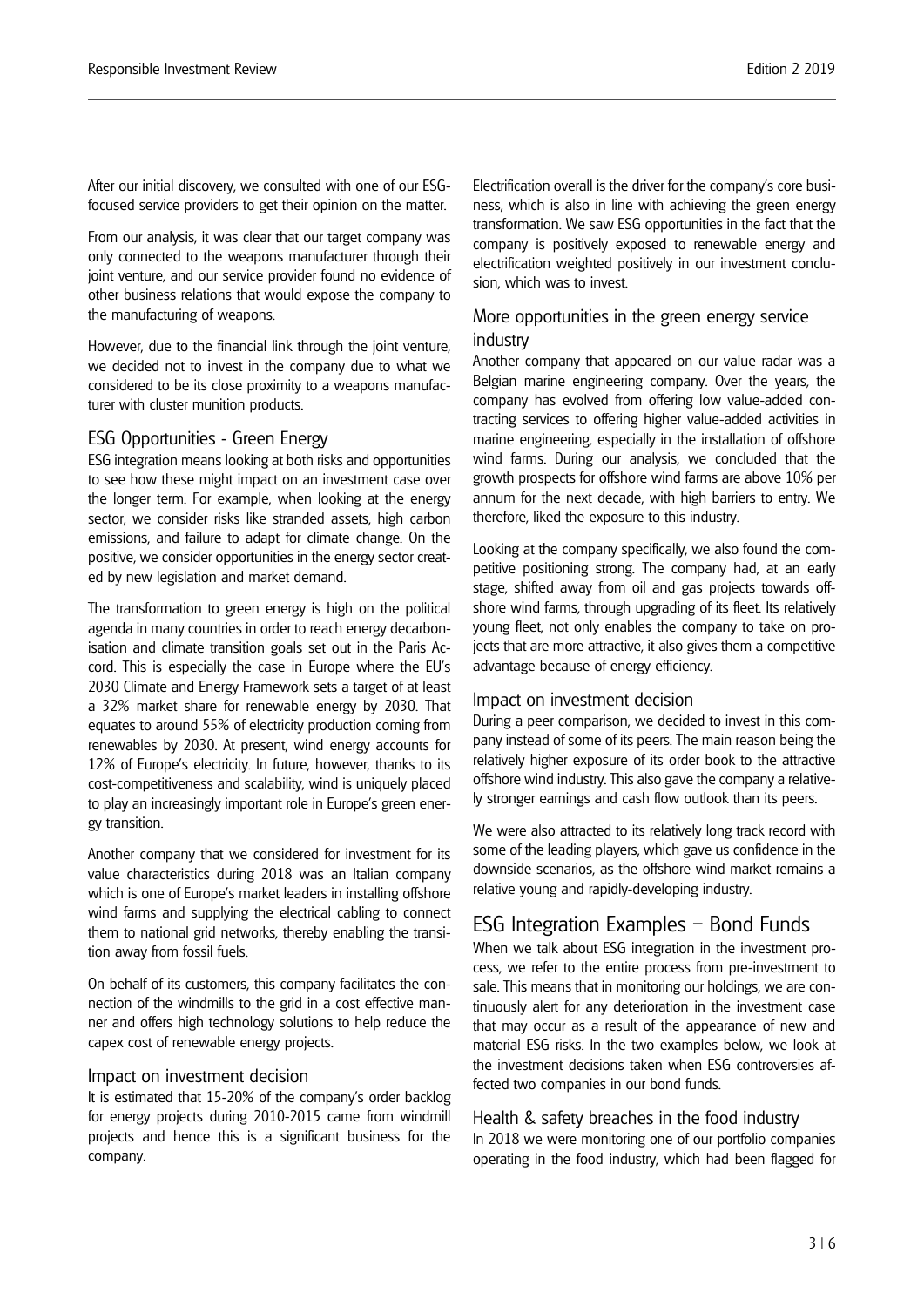After our initial discovery, we consulted with one of our ESG-focused service providers to get their opinion on the matter.

From our analysis, it was clear that our target company was only connected to the weapons manufacturer through their joint venture, and our service provider found no evidence of other business relations that would expose the company to the manufacturing of weapons.

However, due to the financial link through the joint venture, we decided not to invest in the company due to what we considered to be its close proximity to a weapons manufacturer with cluster munition products.

### ESG Opportunities - Green Energy

ESG integration means looking at both risks and opportunities to see how these might impact on an investment case over the longer term. For example, when looking at the energy sector, we consider risks like stranded assets, high carbon emissions, and failure to adapt for climate change. On the positive, we consider opportunities in the energy sector created by new legislation and market demand.

The transformation to green energy is high on the political agenda in many countries in order to reach energy decarbonisation and climate transition goals set out in the Paris Accord. This is especially the case in Europe where the EU's 2030 Climate and Energy Framework sets a target of at least a 32% market share for renewable energy by 2030. That equates to around 55% of electricity production coming from renewables by 2030. At present, wind energy accounts for 12% of Europe's electricity. In future, however, thanks to its cost-competitiveness and scalability, wind is uniquely placed to play an increasingly important role in Europe's green energy transition.

Another company that we considered for investment for its value characteristics during 2018 was an Italian company which is one of Europe's market leaders in installing offshore wind farms and supplying the electrical cabling to connect them to national grid networks, thereby enabling the transition away from fossil fuels.

On behalf of its customers, this company facilitates the connection of the windmills to the grid in a cost effective manner and offers high technology solutions to help reduce the capex cost of renewable energy projects.

### Impact on investment decision

It is estimated that 15-20% of the company's order backlog for energy projects during 2010-2015 came from windmill projects and hence this is a significant business for the company.

Electrification overall is the driver for the company's core business, which is also in line with achieving the green energy transformation. We saw ESG opportunities in the fact that the company is positively exposed to renewable energy and electrification weighted positively in our investment conclusion, which was to invest.

### More opportunities in the green energy service industry

Another company that appeared on our value radar was a Belgian marine engineering company. Over the years, the company has evolved from offering low value-added contracting services to offering higher value-added activities in marine engineering, especially in the installation of offshore wind farms. During our analysis, we concluded that the growth prospects for offshore wind farms are above 10% per annum for the next decade, with high barriers to entry. We therefore, liked the exposure to this industry.

Looking at the company specifically, we also found the competitive positioning strong. The company had, at an early stage, shifted away from oil and gas projects towards offshore wind farms, through upgrading of its fleet. Its relatively young fleet, not only enables the company to take on projects that are more attractive, it also gives them a competitive advantage because of energy efficiency.

### Impact on investment decision

During a peer comparison, we decided to invest in this company instead of some of its peers. The main reason being the relatively higher exposure of its order book to the attractive offshore wind industry. This also gave the company a relatively stronger earnings and cash flow outlook than its peers.

We were also attracted to its relatively long track record with some of the leading players, which gave us confidence in the downside scenarios, as the offshore wind market remains a relative young and rapidly-developing industry.

## ESG Integration Examples – Bond Funds

When we talk about ESG integration in the investment process, we refer to the entire process from pre-investment to sale. This means that in monitoring our holdings, we are continuously alert for any deterioration in the investment case that may occur as a result of the appearance of new and material ESG risks. In the two examples below, we look at the investment decisions taken when ESG controversies affected two companies in our bond funds.

### Health & safety breaches in the food industry

In 2018 we were monitoring one of our portfolio companies operating in the food industry, which had been flagged for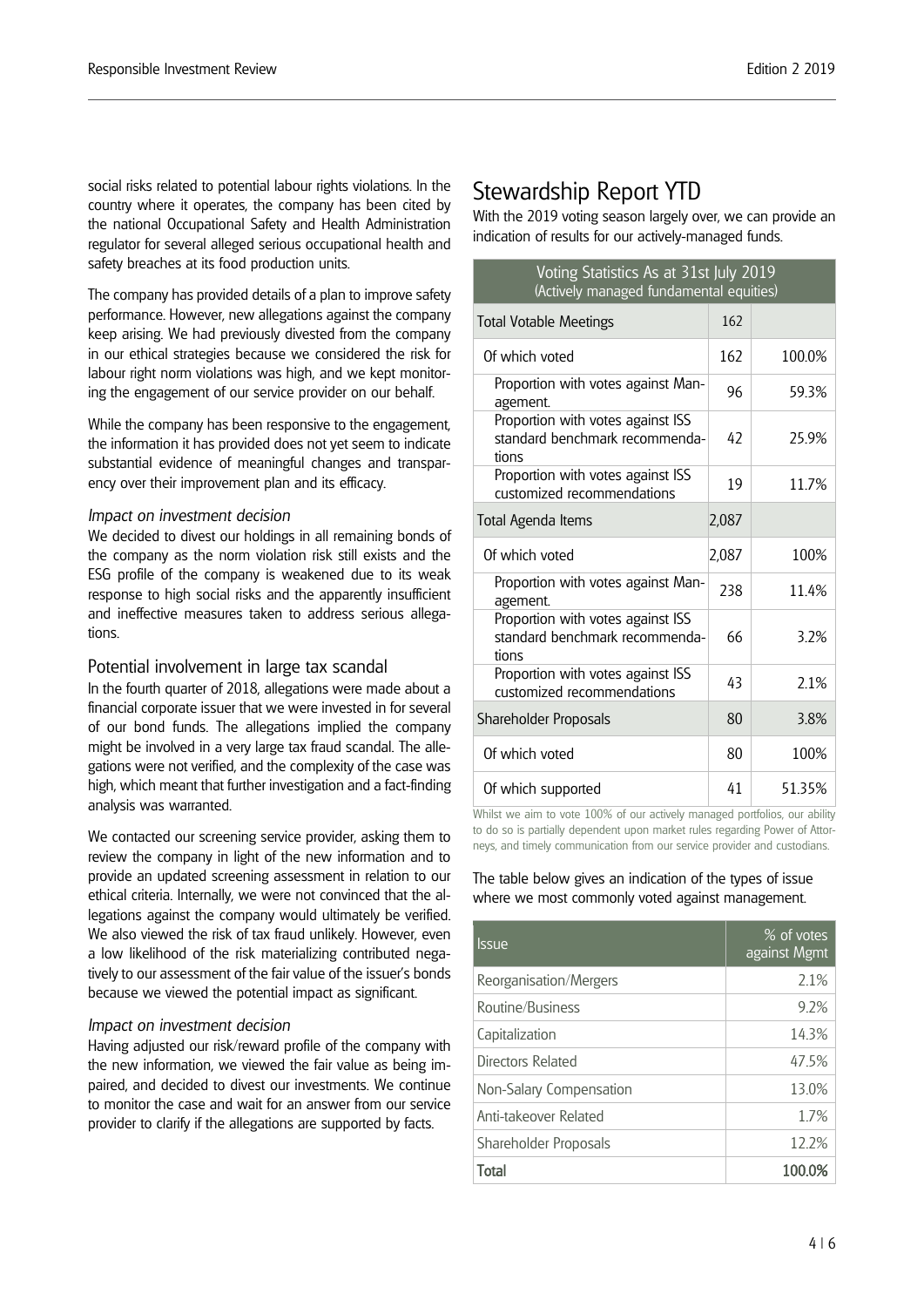social risks related to potential labour rights violations. In the country where it operates, the company has been cited by the national Occupational Safety and Health Administration regulator for several alleged serious occupational health and safety breaches at its food production units.

The company has provided details of a plan to improve safety performance. However, new allegations against the company keep arising. We had previously divested from the company in our ethical strategies because we considered the risk for labour right norm violations was high, and we kept monitoring the engagement of our service provider on our behalf.

While the company has been responsive to the engagement, the information it has provided does not yet seem to indicate substantial evidence of meaningful changes and transparency over their improvement plan and its efficacy.

*Impact on investment decision*

We decided to divest our holdings in all remaining bonds of the company as the norm violation risk still exists and the ESG profile of the company is weakened due to its weak response to high social risks and the apparently insufficient and ineffective measures taken to address serious allegations.

### Potential involvement in large tax scandal

In the fourth quarter of 2018, allegations were made about a financial corporate issuer that we were invested in for several of our bond funds. The allegations implied the company might be involved in a very large tax fraud scandal. The allegations were not verified, and the complexity of the case was high, which meant that further investigation and a fact-finding analysis was warranted.

We contacted our screening service provider, asking them to review the company in light of the new information and to provide an updated screening assessment in relation to our ethical criteria. Internally, we were not convinced that the allegations against the company would ultimately be verified. We also viewed the risk of tax fraud unlikely. However, even a low likelihood of the risk materializing contributed negatively to our assessment of the fair value of the issuer's bonds because we viewed the potential impact as significant.

*Impact on investment decision*

Having adjusted our risk/reward profile of the company with the new information, we viewed the fair value as being impaired, and decided to divest our investments. We continue to monitor the case and wait for an answer from our service provider to clarify if the allegations are supported by facts.

## Stewardship Report YTD

With the 2019 voting season largely over, we can provide an indication of results for our actively-managed funds.

| Voting Statistics As at 31st July 2019 (Actively managed fundamental equities) | | |
|---|---|---|
| Total Votable Meetings | 162 | |
| Of which voted | 162 | 100.0% |
| Proportion with votes against Management. | 96 | 59.3% |
| Proportion with votes against ISS standard benchmark recommendations | 42 | 25.9% |
| Proportion with votes against ISS customized recommendations | 19 | 11.7% |
| Total Agenda Items | 2,087 | |
| Of which voted | 2,087 | 100% |
| Proportion with votes against Management. | 238 | 11.4% |
| Proportion with votes against ISS standard benchmark recommendations | 66 | 3.2% |
| Proportion with votes against ISS customized recommendations | 43 | 2.1% |
| Shareholder Proposals | 80 | 3.8% |
| Of which voted | 80 | 100% |
| Of which supported | 41 | 51.35% |

Whilst we aim to vote 100% of our actively managed portfolios, our ability to do so is partially dependent upon market rules regarding Power of Attorneys, and timely communication from our service provider and custodians.

The table below gives an indication of the types of issue where we most commonly voted against management.

| Issue | % of votes against Mgmt |
|---|---|
| Reorganisation/Mergers | 2.1% |
| Routine/Business | 9.2% |
| Capitalization | 14.3% |
| Directors Related | 47.5% |
| Non-Salary Compensation | 13.0% |
| Anti-takeover Related | 1.7% |
| Shareholder Proposals | 12.2% |
| **Total** | **100.0%** |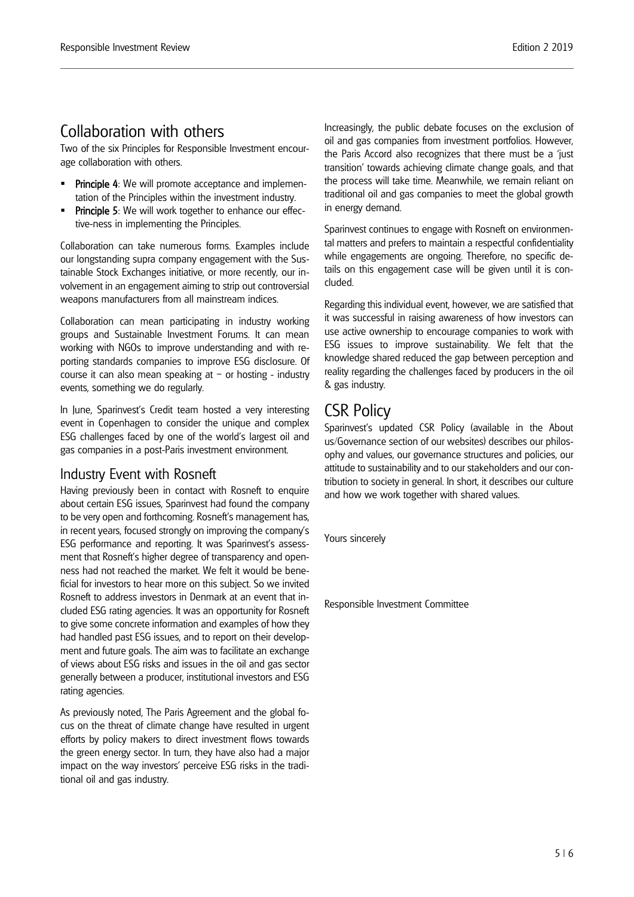## Collaboration with others

Two of the six Principles for Responsible Investment encourage collaboration with others.

- **Principle 4**: We will promote acceptance and implementation of the Principles within the investment industry.
- **Principle 5**: We will work together to enhance our effective-ness in implementing the Principles.

Collaboration can take numerous forms. Examples include our longstanding supra company engagement with the Sustainable Stock Exchanges initiative, or more recently, our involvement in an engagement aiming to strip out controversial weapons manufacturers from all mainstream indices.

Collaboration can mean participating in industry working groups and Sustainable Investment Forums. It can mean working with NGOs to improve understanding and with reporting standards companies to improve ESG disclosure. Of course it can also mean speaking at – or hosting - industry events, something we do regularly.

In June, Sparinvest's Credit team hosted a very interesting event in Copenhagen to consider the unique and complex ESG challenges faced by one of the world's largest oil and gas companies in a post-Paris investment environment.

### Industry Event with Rosneft

Having previously been in contact with Rosneft to enquire about certain ESG issues, Sparinvest had found the company to be very open and forthcoming. Rosneft's management has, in recent years, focused strongly on improving the company's ESG performance and reporting. It was Sparinvest's assessment that Rosneft's higher degree of transparency and openness had not reached the market. We felt it would be beneficial for investors to hear more on this subject. So we invited Rosneft to address investors in Denmark at an event that included ESG rating agencies. It was an opportunity for Rosneft to give some concrete information and examples of how they had handled past ESG issues, and to report on their development and future goals. The aim was to facilitate an exchange of views about ESG risks and issues in the oil and gas sector generally between a producer, institutional investors and ESG rating agencies.

As previously noted, The Paris Agreement and the global focus on the threat of climate change have resulted in urgent efforts by policy makers to direct investment flows towards the green energy sector. In turn, they have also had a major impact on the way investors' perceive ESG risks in the traditional oil and gas industry.

Increasingly, the public debate focuses on the exclusion of oil and gas companies from investment portfolios. However, the Paris Accord also recognizes that there must be a 'just transition' towards achieving climate change goals, and that the process will take time. Meanwhile, we remain reliant on traditional oil and gas companies to meet the global growth in energy demand.

Sparinvest continues to engage with Rosneft on environmental matters and prefers to maintain a respectful confidentiality while engagements are ongoing. Therefore, no specific details on this engagement case will be given until it is concluded.

Regarding this individual event, however, we are satisfied that it was successful in raising awareness of how investors can use active ownership to encourage companies to work with ESG issues to improve sustainability. We felt that the knowledge shared reduced the gap between perception and reality regarding the challenges faced by producers in the oil & gas industry.

## CSR Policy

Sparinvest's updated CSR Policy (available in the About us/Governance section of our websites) describes our philosophy and values, our governance structures and policies, our attitude to sustainability and to our stakeholders and our contribution to society in general. In short, it describes our culture and how we work together with shared values.

Yours sincerely

Responsible Investment Committee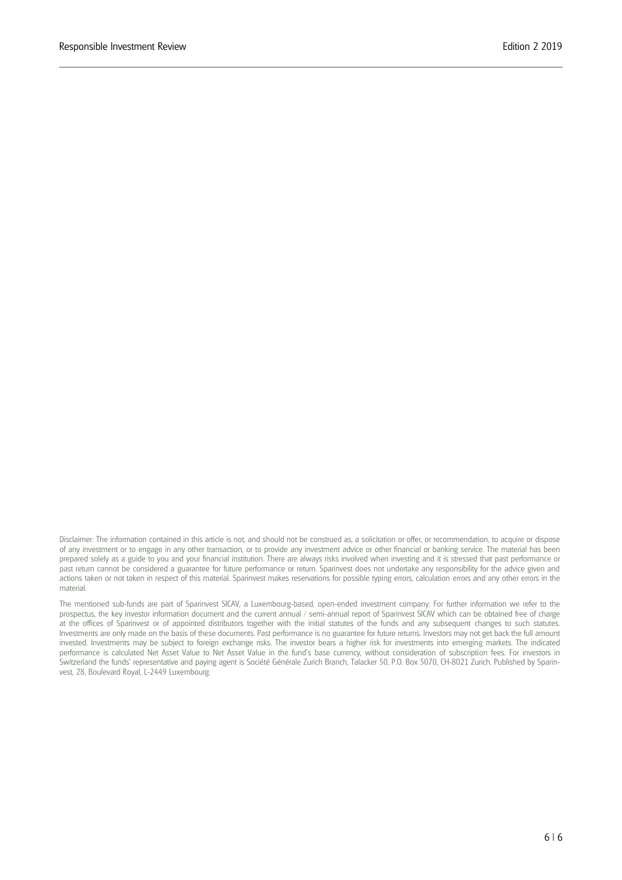Disclaimer: The information contained in this article is not, and should not be construed as, a solicitation or offer, or recommendation, to acquire or dispose of any investment or to engage in any other transaction, or to provide any investment advice or other financial or banking service. The material has been prepared solely as a guide to you and your financial institution. There are always risks involved when investing and it is stressed that past performance or past return cannot be considered a guarantee for future performance or return. Sparinvest does not undertake any responsibility for the advice given and actions taken or not taken in respect of this material. Sparinvest makes reservations for possible typing errors, calculation errors and any other errors in the material.

The mentioned sub-funds are part of Sparinvest SICAV, a Luxembourg-based, open-ended investment company. For further information we refer to the prospectus, the key investor information document and the current annual / semi-annual report of Sparinvest SICAV which can be obtained free of charge at the offices of Sparinvest or of appointed distributors together with the initial statutes of the funds and any subsequent changes to such statutes. Investments are only made on the basis of these documents. Past performance is no guarantee for future returns. Investors may not get back the full amount invested. Investments may be subject to foreign exchange risks. The investor bears a higher risk for investments into emerging markets. The indicated performance is calculated Net Asset Value to Net Asset Value in the fund's base currency, without consideration of subscription fees. For investors in Switzerland the funds' representative and paying agent is Société Générale Zurich Branch, Talacker 50, P.O. Box 5070, CH-8021 Zurich. Published by Sparinvest, 28, Boulevard Royal, L-2449 Luxembourg.